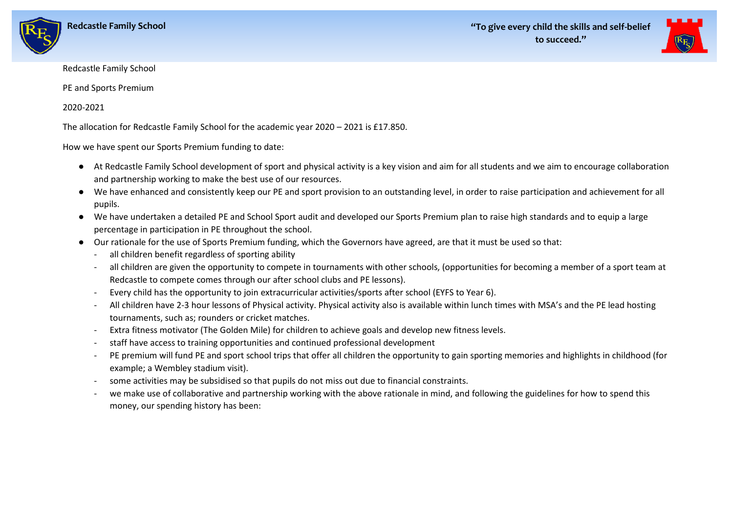Redcastle Family School

PE and Sports Premium

2020-2021

The allocation for Redcastle Family School for the academic year 2020 – 2021 is £17.850.

How we have spent our Sports Premium funding to date:

- At Redcastle Family School development of sport and physical activity is a key vision and aim for all students and we aim to encourage collaboration and partnership working to make the best use of our resources.
- We have enhanced and consistently keep our PE and sport provision to an outstanding level, in order to raise participation and achievement for all pupils.
- We have undertaken a detailed PE and School Sport audit and developed our Sports Premium plan to raise high standards and to equip a large percentage in participation in PE throughout the school.
- Our rationale for the use of Sports Premium funding, which the Governors have agreed, are that it must be used so that:
  - all children benefit regardless of sporting ability
  - all children are given the opportunity to compete in tournaments with other schools, (opportunities for becoming a member of a sport team at Redcastle to compete comes through our after school clubs and PE lessons).
  - Every child has the opportunity to join extracurricular activities/sports after school (EYFS to Year 6).
  - All children have 2-3 hour lessons of Physical activity. Physical activity also is available within lunch times with MSA's and the PE lead hosting tournaments, such as; rounders or cricket matches.
  - Extra fitness motivator (The Golden Mile) for children to achieve goals and develop new fitness levels.
  - staff have access to training opportunities and continued professional development
  - PE premium will fund PE and sport school trips that offer all children the opportunity to gain sporting memories and highlights in childhood (for example; a Wembley stadium visit).
  - some activities may be subsidised so that pupils do not miss out due to financial constraints.
  - we make use of collaborative and partnership working with the above rationale in mind, and following the guidelines for how to spend this money, our spending history has been: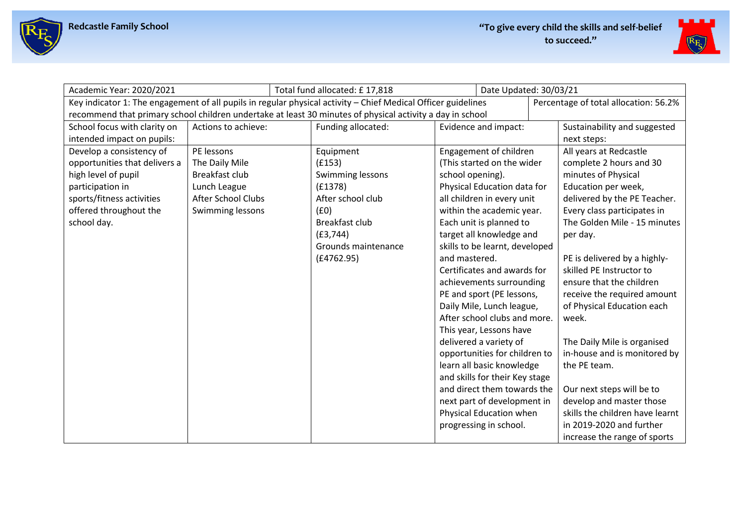| Academic Year: 2020/2021 | Total fund allocated: £ 17,818 | | Date Updated: 30/03/21 | |
|---|---|---|---|---|
| Key indicator 1: The engagement of all pupils in regular physical activity – Chief Medical Officer guidelines recommend that primary school children undertake at least 30 minutes of physical activity a day in school | | | | Percentage of total allocation: 56.2% |
| School focus with clarity on intended impact on pupils: | Actions to achieve: | Funding allocated: | Evidence and impact: | Sustainability and suggested next steps: |
| Develop a consistency of opportunities that delivers a high level of pupil participation in sports/fitness activities offered throughout the school day. | PE lessons<br>The Daily Mile<br>Breakfast club<br>Lunch League<br>After School Clubs<br>Swimming lessons | Equipment<br>(£153)<br>Swimming lessons<br>(£1378)<br>After school club<br>(£0)<br>Breakfast club<br>(£3,744)<br>Grounds maintenance<br>(£4762.95) | Engagement of children (This started on the wider school opening).<br>Physical Education data for all children in every unit within the academic year. Each unit is planned to target all knowledge and skills to be learnt, developed and mastered.<br>Certificates and awards for achievements surrounding PE and sport (PE lessons, Daily Mile, Lunch league, After school clubs and more.<br>This year, Lessons have delivered a variety of opportunities for children to learn all basic knowledge and skills for their Key stage and direct them towards the next part of development in Physical Education when progressing in school. | All years at Redcastle complete 2 hours and 30 minutes of Physical Education per week, delivered by the PE Teacher. Every class participates in The Golden Mile - 15 minutes per day.<br><br>PE is delivered by a highly-skilled PE Instructor to ensure that the children receive the required amount of Physical Education each week.<br><br>The Daily Mile is organised in-house and is monitored by the PE team.<br><br>Our next steps will be to develop and master those skills the children have learnt in 2019-2020 and further increase the range of sports |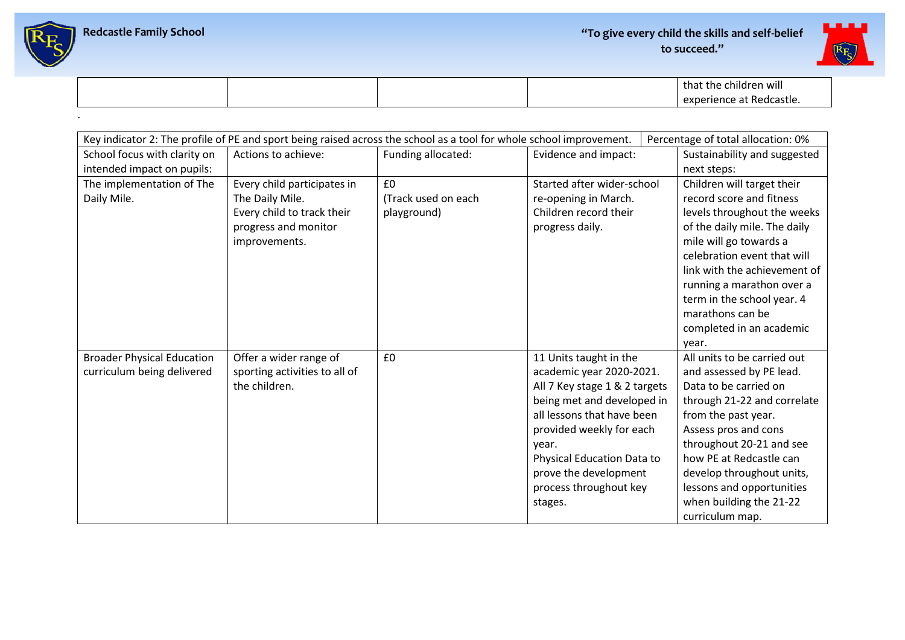| | | | | that the children will experience at Redcastle. |
|---|---|---|---|---|

.

| Key indicator 2: The profile of PE and sport being raised across the school as a tool for whole school improvement. | | | | Percentage of total allocation: 0% |
|---|---|---|---|---|
| School focus with clarity on intended impact on pupils: | Actions to achieve: | Funding allocated: | Evidence and impact: | Sustainability and suggested next steps: |
| The implementation of The Daily Mile. | Every child participates in The Daily Mile.<br>Every child to track their progress and monitor improvements. | £0<br>(Track used on each playground) | Started after wider-school re-opening in March. Children record their progress daily. | Children will target their record score and fitness levels throughout the weeks of the daily mile. The daily mile will go towards a celebration event that will link with the achievement of running a marathon over a term in the school year. 4 marathons can be completed in an academic year. |
| Broader Physical Education curriculum being delivered | Offer a wider range of sporting activities to all of the children. | £0 | 11 Units taught in the academic year 2020-2021. All 7 Key stage 1 & 2 targets being met and developed in all lessons that have been provided weekly for each year.<br>Physical Education Data to prove the development process throughout key stages. | All units to be carried out and assessed by PE lead. Data to be carried on through 21-22 and correlate from the past year.<br>Assess pros and cons throughout 20-21 and see how PE at Redcastle can develop throughout units, lessons and opportunities when building the 21-22 curriculum map. |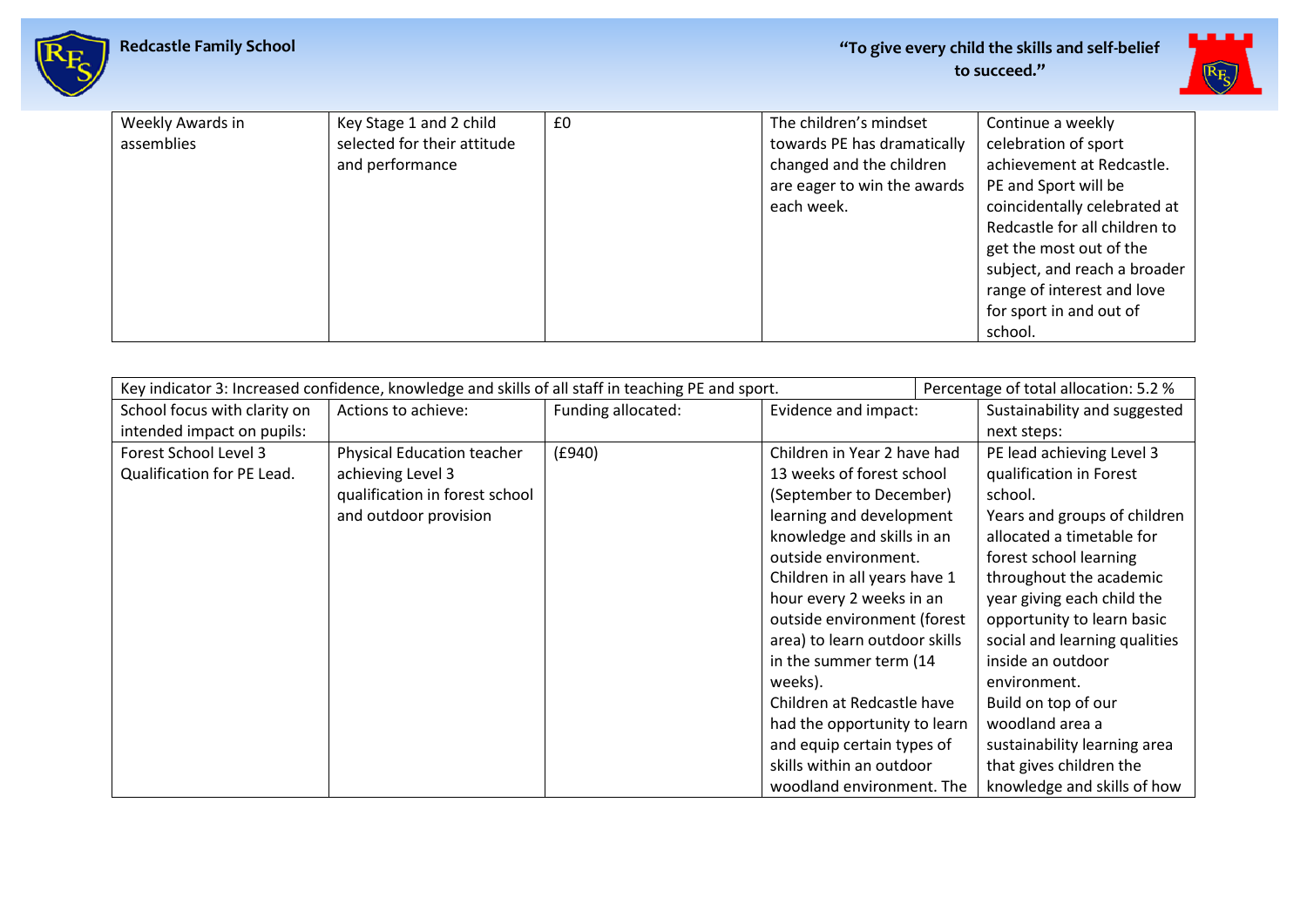| Weekly Awards in assemblies | Key Stage 1 and 2 child selected for their attitude and performance | £0 | The children's mindset towards PE has dramatically changed and the children are eager to win the awards each week. | Continue a weekly celebration of sport achievement at Redcastle. PE and Sport will be coincidentally celebrated at Redcastle for all children to get the most out of the subject, and reach a broader range of interest and love for sport in and out of school. |
|---|---|---|---|---|

| Key indicator 3: Increased confidence, knowledge and skills of all staff in teaching PE and sport. | | | | Percentage of total allocation: 5.2 % |
|---|---|---|---|---|
| School focus with clarity on intended impact on pupils: | Actions to achieve: | Funding allocated: | Evidence and impact: | Sustainability and suggested next steps: |
| Forest School Level 3 Qualification for PE Lead. | Physical Education teacher achieving Level 3 qualification in forest school and outdoor provision | (£940) | Children in Year 2 have had 13 weeks of forest school (September to December) learning and development knowledge and skills in an outside environment.<br>Children in all years have 1 hour every 2 weeks in an outside environment (forest area) to learn outdoor skills in the summer term (14 weeks).<br>Children at Redcastle have had the opportunity to learn and equip certain types of skills within an outdoor woodland environment. The | PE lead achieving Level 3 qualification in Forest school.<br>Years and groups of children allocated a timetable for forest school learning throughout the academic year giving each child the opportunity to learn basic social and learning qualities inside an outdoor environment.<br>Build on top of our woodland area a sustainability learning area that gives children the knowledge and skills of how |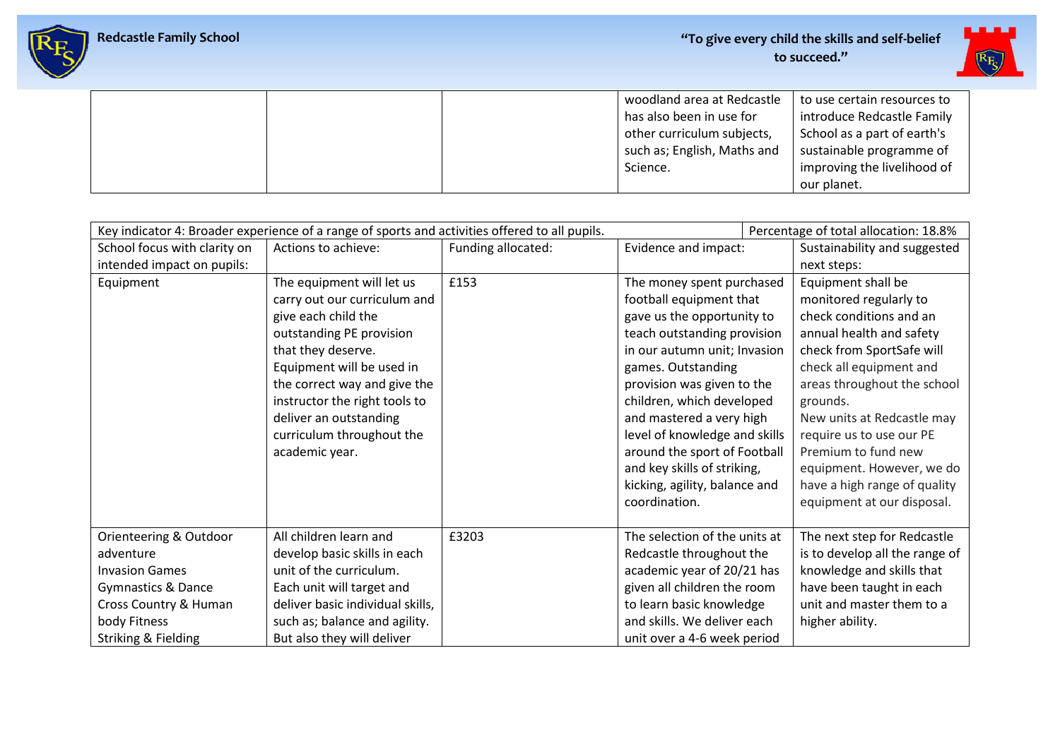| | | | woodland area at Redcastle has also been in use for other curriculum subjects, such as; English, Maths and Science. | to use certain resources to introduce Redcastle Family School as a part of earth's sustainable programme of improving the livelihood of our planet. |
|---|---|---|---|---|

| Key indicator 4: Broader experience of a range of sports and activities offered to all pupils. | | | | Percentage of total allocation: 18.8% |
|---|---|---|---|---|
| School focus with clarity on intended impact on pupils: | Actions to achieve: | Funding allocated: | Evidence and impact: | Sustainability and suggested next steps: |
| Equipment | The equipment will let us carry out our curriculum and give each child the outstanding PE provision that they deserve. Equipment will be used in the correct way and give the instructor the right tools to deliver an outstanding curriculum throughout the academic year. | £153 | The money spent purchased football equipment that gave us the opportunity to teach outstanding provision in our autumn unit; Invasion games. Outstanding provision was given to the children, which developed and mastered a very high level of knowledge and skills around the sport of Football and key skills of striking, kicking, agility, balance and coordination. | Equipment shall be monitored regularly to check conditions and an annual health and safety check from SportSafe will check all equipment and areas throughout the school grounds. New units at Redcastle may require us to use our PE Premium to fund new equipment. However, we do have a high range of quality equipment at our disposal. |
| Orienteering & Outdoor adventure<br>Invasion Games<br>Gymnastics & Dance<br>Cross Country & Human body Fitness<br>Striking & Fielding | All children learn and develop basic skills in each unit of the curriculum. Each unit will target and deliver basic individual skills, such as; balance and agility. But also they will deliver | £3203 | The selection of the units at Redcastle throughout the academic year of 20/21 has given all children the room to learn basic knowledge and skills. We deliver each unit over a 4-6 week period | The next step for Redcastle is to develop all the range of knowledge and skills that have been taught in each unit and master them to a higher ability. |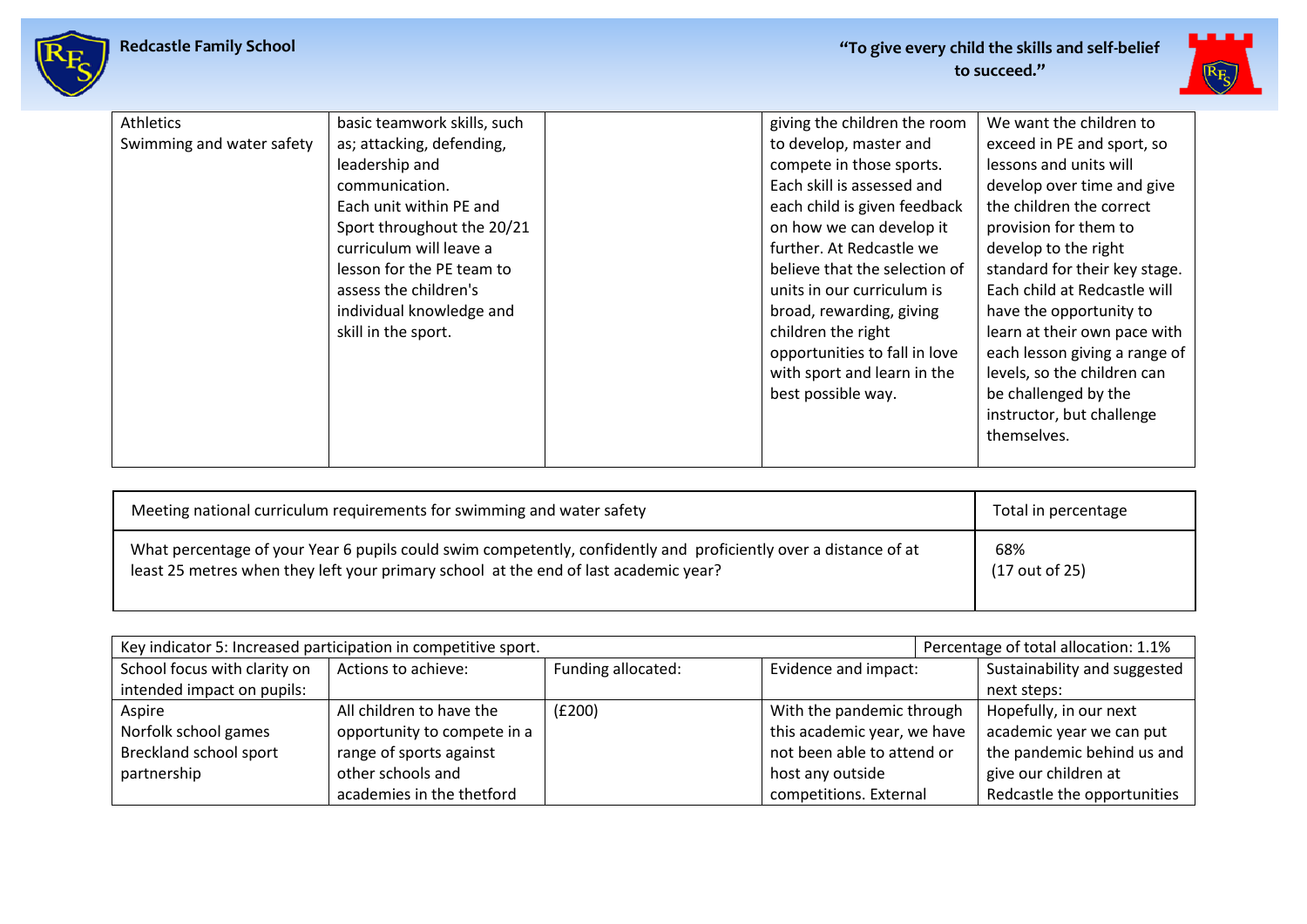| | | | | |
|---|---|---|---|---|
| Athletics<br>Swimming and water safety | basic teamwork skills, such as; attacking, defending, leadership and communication.<br>Each unit within PE and Sport throughout the 20/21 curriculum will leave a lesson for the PE team to assess the children's individual knowledge and skill in the sport. | | giving the children the room to develop, master and compete in those sports. Each skill is assessed and each child is given feedback on how we can develop it further. At Redcastle we believe that the selection of units in our curriculum is broad, rewarding, giving children the right opportunities to fall in love with sport and learn in the best possible way. | We want the children to exceed in PE and sport, so lessons and units will develop over time and give the children the correct provision for them to develop to the right standard for their key stage. Each child at Redcastle will have the opportunity to learn at their own pace with each lesson giving a range of levels, so the children can be challenged by the instructor, but challenge themselves. |

| Meeting national curriculum requirements for swimming and water safety | Total in percentage |
|---|---|
| What percentage of your Year 6 pupils could swim competently, confidently and proficiently over a distance of at least 25 metres when they left your primary school at the end of last academic year? | 68%<br>(17 out of 25) |

| Key indicator 5: Increased participation in competitive sport. | | | | Percentage of total allocation: 1.1% |
|---|---|---|---|---|
| School focus with clarity on intended impact on pupils: | Actions to achieve: | Funding allocated: | Evidence and impact: | Sustainability and suggested next steps: |
| Aspire<br>Norfolk school games<br>Breckland school sport partnership | All children to have the opportunity to compete in a range of sports against other schools and academies in the thetford | (£200) | With the pandemic through this academic year, we have not been able to attend or host any outside competitions. External | Hopefully, in our next academic year we can put the pandemic behind us and give our children at Redcastle the opportunities |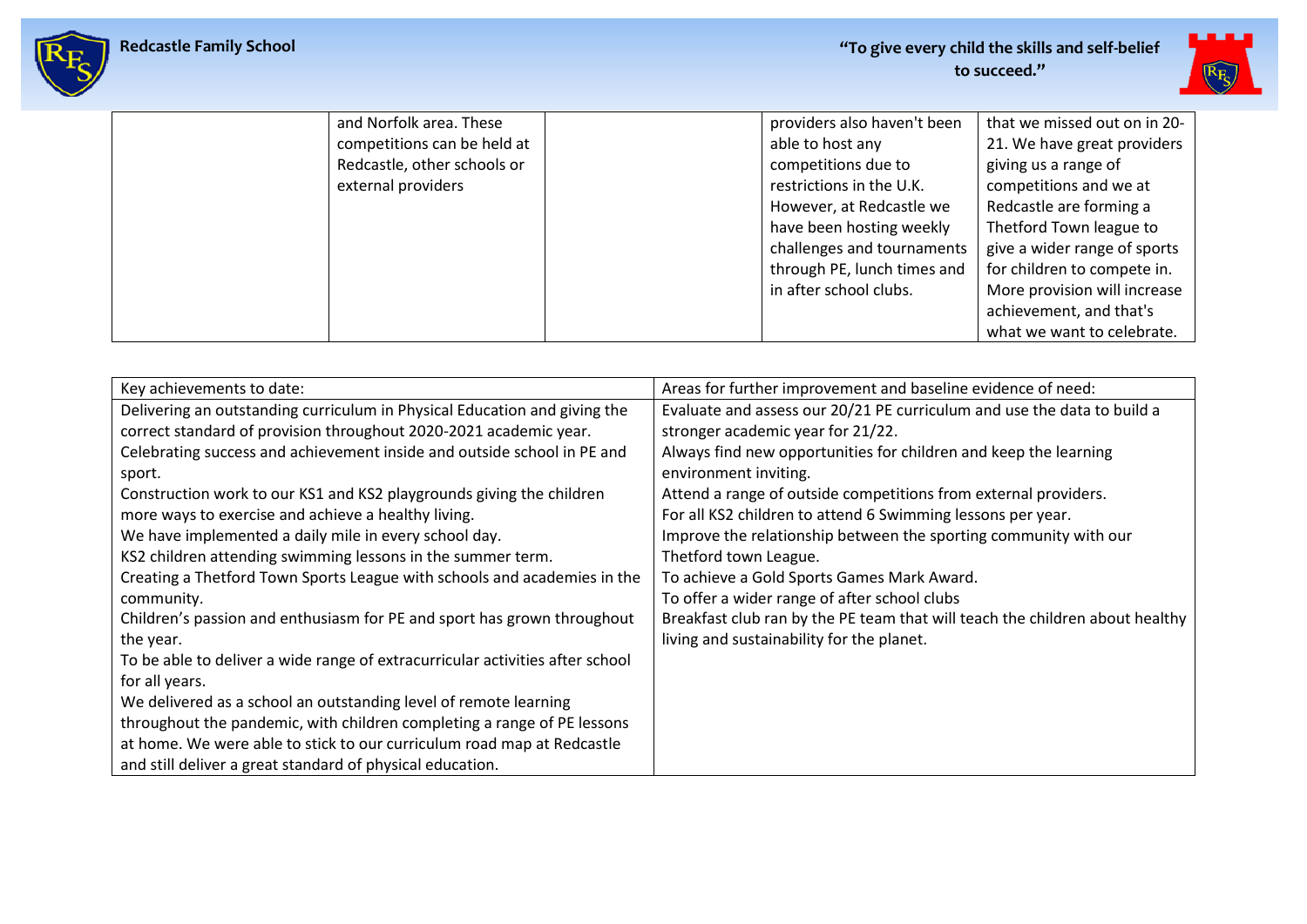| | | | | |
|---|---|---|---|---|
| | and Norfolk area. These competitions can be held at Redcastle, other schools or external providers | | providers also haven't been able to host any competitions due to restrictions in the U.K. However, at Redcastle we have been hosting weekly challenges and tournaments through PE, lunch times and in after school clubs. | that we missed out on in 20-21. We have great providers giving us a range of competitions and we at Redcastle are forming a Thetford Town league to give a wider range of sports for children to compete in. More provision will increase achievement, and that's what we want to celebrate. |

| Key achievements to date: | Areas for further improvement and baseline evidence of need: |
|---|---|
| Delivering an outstanding curriculum in Physical Education and giving the correct standard of provision throughout 2020-2021 academic year.<br>Celebrating success and achievement inside and outside school in PE and sport.<br>Construction work to our KS1 and KS2 playgrounds giving the children more ways to exercise and achieve a healthy living.<br>We have implemented a daily mile in every school day.<br>KS2 children attending swimming lessons in the summer term.<br>Creating a Thetford Town Sports League with schools and academies in the community.<br>Children's passion and enthusiasm for PE and sport has grown throughout the year.<br>To be able to deliver a wide range of extracurricular activities after school for all years.<br>We delivered as a school an outstanding level of remote learning throughout the pandemic, with children completing a range of PE lessons at home. We were able to stick to our curriculum road map at Redcastle and still deliver a great standard of physical education. | Evaluate and assess our 20/21 PE curriculum and use the data to build a stronger academic year for 21/22.<br>Always find new opportunities for children and keep the learning environment inviting.<br>Attend a range of outside competitions from external providers.<br>For all KS2 children to attend 6 Swimming lessons per year.<br>Improve the relationship between the sporting community with our Thetford town League.<br>To achieve a Gold Sports Games Mark Award.<br>To offer a wider range of after school clubs<br>Breakfast club ran by the PE team that will teach the children about healthy living and sustainability for the planet. |